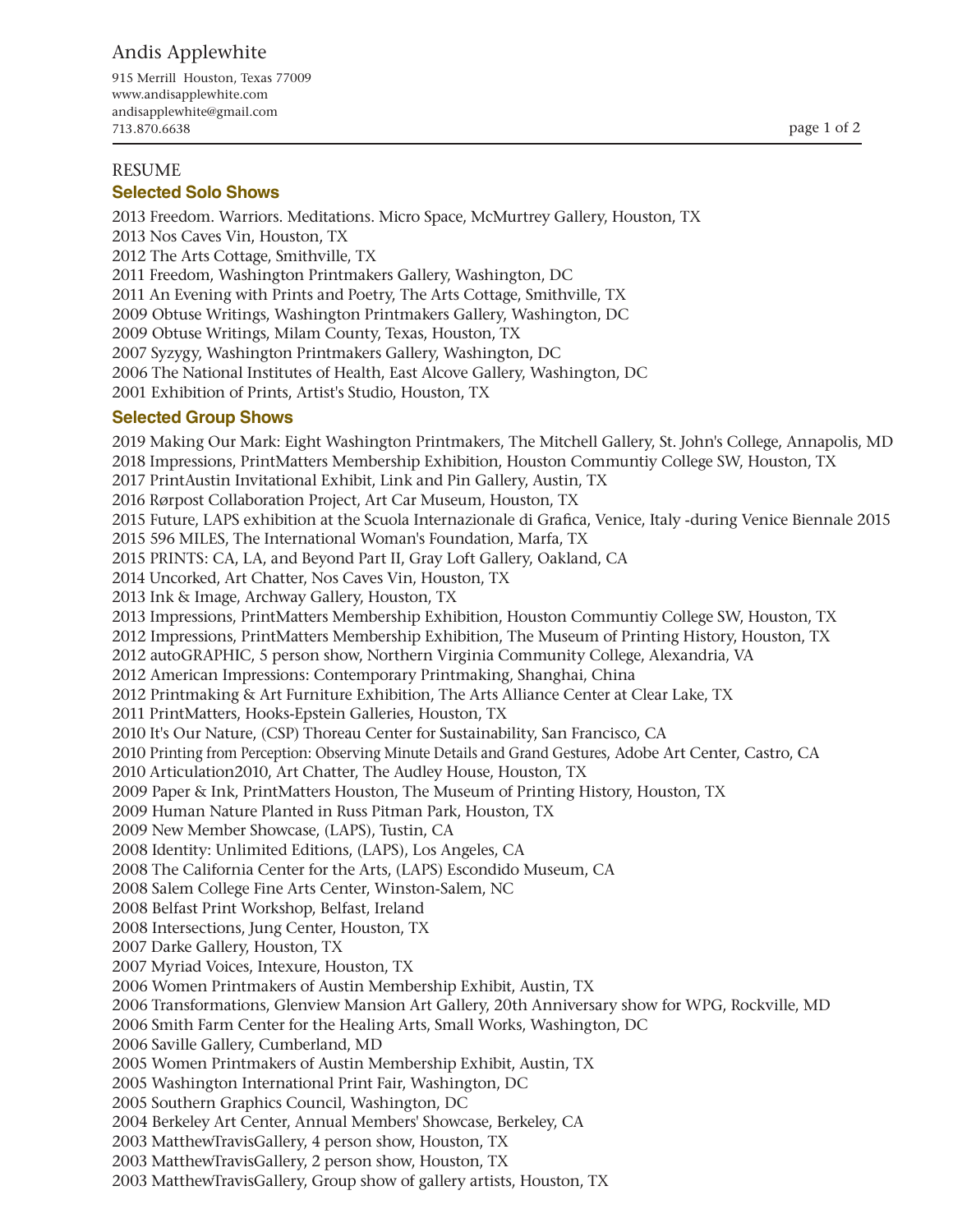# Andis Applewhite

915 Merrill  Houston, Texas 77009
www.andisapplewhite.com
andisapplewhite@gmail.com
713.870.6638

RESUME

## Selected Solo Shows

2013 Freedom. Warriors. Meditations. Micro Space, McMurtrey Gallery, Houston, TX
2013 Nos Caves Vin, Houston, TX
2012 The Arts Cottage, Smithville, TX
2011 Freedom, Washington Printmakers Gallery, Washington, DC
2011 An Evening with Prints and Poetry, The Arts Cottage, Smithville, TX
2009 Obtuse Writings, Washington Printmakers Gallery, Washington, DC
2009 Obtuse Writings, Milam County, Texas, Houston, TX
2007 Syzygy, Washington Printmakers Gallery, Washington, DC
2006 The National Institutes of Health, East Alcove Gallery, Washington, DC
2001 Exhibition of Prints, Artist's Studio, Houston, TX

## Selected Group Shows

2019 Making Our Mark: Eight Washington Printmakers, The Mitchell Gallery, St. John's College, Annapolis, MD
2018 Impressions, PrintMatters Membership Exhibition, Houston Communtiy College SW, Houston, TX
2017 PrintAustin Invitational Exhibit, Link and Pin Gallery, Austin, TX
2016 Rørpost Collaboration Project, Art Car Museum, Houston, TX
2015 Future, LAPS exhibition at the Scuola Internazionale di Grafica, Venice, Italy -during Venice Biennale 2015
2015 596 MILES, The International Woman's Foundation, Marfa, TX
2015 PRINTS: CA, LA, and Beyond Part II, Gray Loft Gallery, Oakland, CA
2014 Uncorked, Art Chatter, Nos Caves Vin, Houston, TX
2013 Ink & Image, Archway Gallery, Houston, TX
2013 Impressions, PrintMatters Membership Exhibition, Houston Communtiy College SW, Houston, TX
2012 Impressions, PrintMatters Membership Exhibition, The Museum of Printing History, Houston, TX
2012 autoGRAPHIC, 5 person show, Northern Virginia Community College, Alexandria, VA
2012 American Impressions: Contemporary Printmaking, Shanghai, China
2012 Printmaking & Art Furniture Exhibition, The Arts Alliance Center at Clear Lake, TX
2011 PrintMatters, Hooks-Epstein Galleries, Houston, TX
2010 It's Our Nature, (CSP) Thoreau Center for Sustainability, San Francisco, CA
2010 Printing from Perception: Observing Minute Details and Grand Gestures, Adobe Art Center, Castro, CA
2010 Articulation2010, Art Chatter, The Audley House, Houston, TX
2009 Paper & Ink, PrintMatters Houston, The Museum of Printing History, Houston, TX
2009 Human Nature Planted in Russ Pitman Park, Houston, TX
2009 New Member Showcase, (LAPS), Tustin, CA
2008 Identity: Unlimited Editions, (LAPS), Los Angeles, CA
2008 The California Center for the Arts, (LAPS) Escondido Museum, CA
2008 Salem College Fine Arts Center, Winston-Salem, NC
2008 Belfast Print Workshop, Belfast, Ireland
2008 Intersections, Jung Center, Houston, TX
2007 Darke Gallery, Houston, TX
2007 Myriad Voices, Intexure, Houston, TX
2006 Women Printmakers of Austin Membership Exhibit, Austin, TX
2006 Transformations, Glenview Mansion Art Gallery, 20th Anniversary show for WPG, Rockville, MD
2006 Smith Farm Center for the Healing Arts, Small Works, Washington, DC
2006 Saville Gallery, Cumberland, MD
2005 Women Printmakers of Austin Membership Exhibit, Austin, TX
2005 Washington International Print Fair, Washington, DC
2005 Southern Graphics Council, Washington, DC
2004 Berkeley Art Center, Annual Members' Showcase, Berkeley, CA
2003 MatthewTravisGallery, 4 person show, Houston, TX
2003 MatthewTravisGallery, 2 person show, Houston, TX
2003 MatthewTravisGallery, Group show of gallery artists, Houston, TX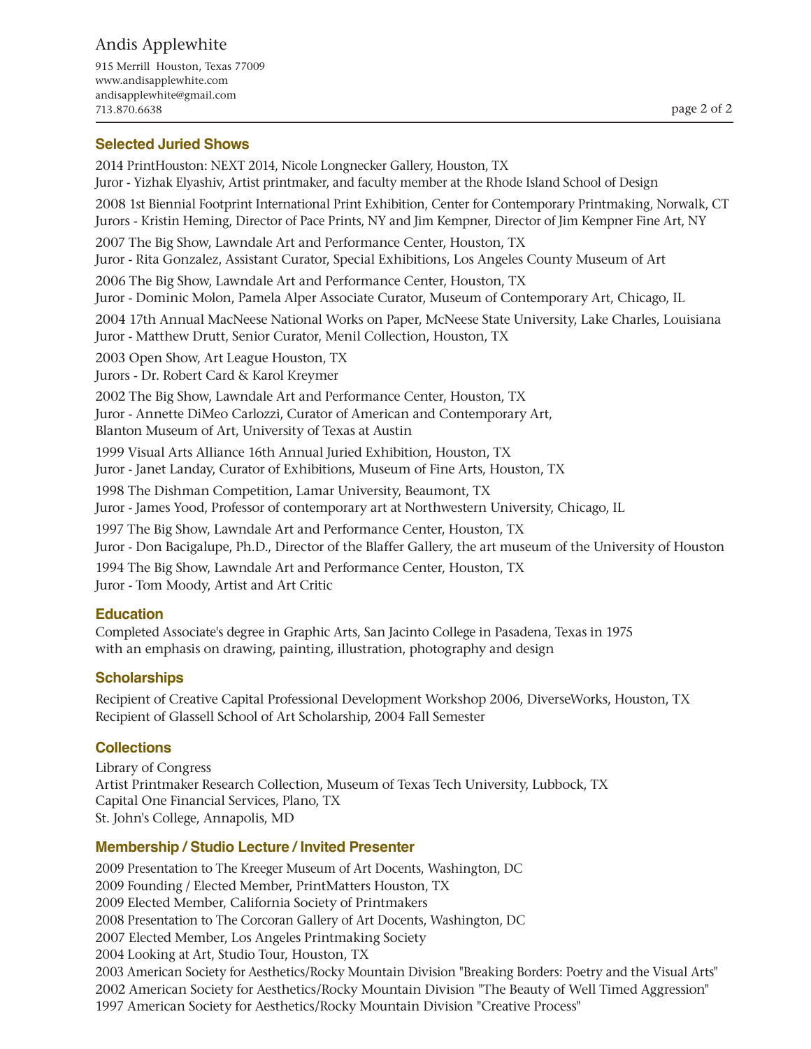# Andis Applewhite

915 Merrill Houston, Texas 77009
www.andisapplewhite.com
andisapplewhite@gmail.com
713.870.6638

## Selected Juried Shows

2014 PrintHouston: NEXT 2014, Nicole Longnecker Gallery, Houston, TX
Juror - Yizhak Elyashiv, Artist printmaker, and faculty member at the Rhode Island School of Design

2008 1st Biennial Footprint International Print Exhibition, Center for Contemporary Printmaking, Norwalk, CT
Jurors - Kristin Heming, Director of Pace Prints, NY and Jim Kempner, Director of Jim Kempner Fine Art, NY

2007 The Big Show, Lawndale Art and Performance Center, Houston, TX
Juror - Rita Gonzalez, Assistant Curator, Special Exhibitions, Los Angeles County Museum of Art

2006 The Big Show, Lawndale Art and Performance Center, Houston, TX
Juror - Dominic Molon, Pamela Alper Associate Curator, Museum of Contemporary Art, Chicago, IL

2004 17th Annual MacNeese National Works on Paper, McNeese State University, Lake Charles, Louisiana
Juror - Matthew Drutt, Senior Curator, Menil Collection, Houston, TX

2003 Open Show, Art League Houston, TX
Jurors - Dr. Robert Card & Karol Kreymer

2002 The Big Show, Lawndale Art and Performance Center, Houston, TX
Juror - Annette DiMeo Carlozzi, Curator of American and Contemporary Art,
Blanton Museum of Art, University of Texas at Austin

1999 Visual Arts Alliance 16th Annual Juried Exhibition, Houston, TX
Juror - Janet Landay, Curator of Exhibitions, Museum of Fine Arts, Houston, TX

1998 The Dishman Competition, Lamar University, Beaumont, TX
Juror - James Yood, Professor of contemporary art at Northwestern University, Chicago, IL

1997 The Big Show, Lawndale Art and Performance Center, Houston, TX
Juror - Don Bacigalupe, Ph.D., Director of the Blaffer Gallery, the art museum of the University of Houston

1994 The Big Show, Lawndale Art and Performance Center, Houston, TX
Juror - Tom Moody, Artist and Art Critic

## Education

Completed Associate's degree in Graphic Arts, San Jacinto College in Pasadena, Texas in 1975
with an emphasis on drawing, painting, illustration, photography and design

## Scholarships

Recipient of Creative Capital Professional Development Workshop 2006, DiverseWorks, Houston, TX
Recipient of Glassell School of Art Scholarship, 2004 Fall Semester

## Collections

Library of Congress
Artist Printmaker Research Collection, Museum of Texas Tech University, Lubbock, TX
Capital One Financial Services, Plano, TX
St. John's College, Annapolis, MD

## Membership / Studio Lecture / Invited Presenter

2009 Presentation to The Kreeger Museum of Art Docents, Washington, DC
2009 Founding / Elected Member, PrintMatters Houston, TX
2009 Elected Member, California Society of Printmakers
2008 Presentation to The Corcoran Gallery of Art Docents, Washington, DC
2007 Elected Member, Los Angeles Printmaking Society
2004 Looking at Art, Studio Tour, Houston, TX
2003 American Society for Aesthetics/Rocky Mountain Division "Breaking Borders: Poetry and the Visual Arts"
2002 American Society for Aesthetics/Rocky Mountain Division "The Beauty of Well Timed Aggression"
1997 American Society for Aesthetics/Rocky Mountain Division "Creative Process"